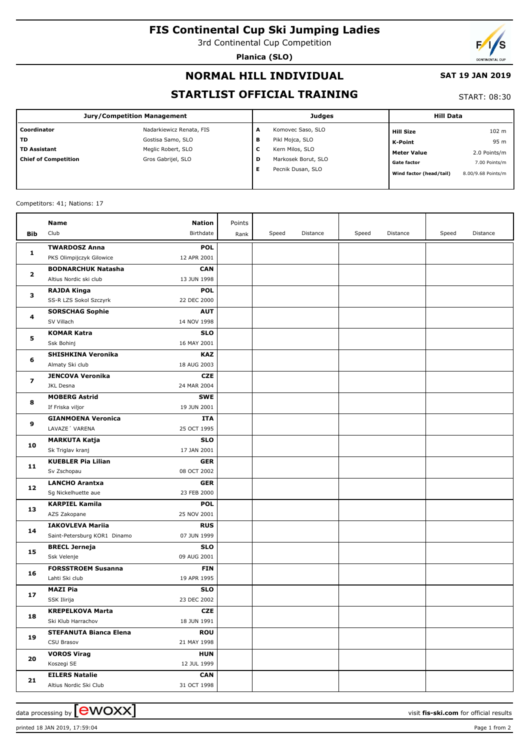# FIS Continental Cup Ski Jumping Ladies

3rd Continental Cup Competition

**Planica (SLO)**

## NORMAL HILL INDIVIDUAL

**SAT 19 JAN 2019**

## STARTLIST OFFICIAL TRAINING

START: 08:30

| Jury/Competition Management | | Judges | | Hill Data | |
|---|---|---|---|---|---|
| **Coordinator** | Nadarkiewicz Renata, FIS | **A** | Komovec Saso, SLO | **Hill Size** | 102 m |
| **TD** | Gostisa Samo, SLO | **B** | Pikl Mojca, SLO | **K-Point** | 95 m |
| **TD Assistant** | Meglic Robert, SLO | **C** | Kern Milos, SLO | **Meter Value** | 2.0 Points/m |
| **Chief of Competition** | Gros Gabrijel, SLO | **D** | Markosek Borut, SLO | **Gate factor** | 7.00 Points/m |
| | | **E** | Pecnik Dusan, SLO | **Wind factor (head/tail)** | 8.00/9.68 Points/m |

Competitors: 41; Nations: 17

| Bib | Name / Club | Nation / Birthdate | Points / Rank | Speed | Distance | Speed | Distance | Speed | Distance |
|---|---|---|---|---|---|---|---|---|---|
| **1** | **TWARDOSZ Anna** PKS Olimpijczyk Gilowice | **POL** 12 APR 2001 | | | | | | | |
| **2** | **BODNARCHUK Natasha** Altius Nordic ski club | **CAN** 13 JUN 1998 | | | | | | | |
| **3** | **RAJDA Kinga** SS-R LZS Sokol Szczyrk | **POL** 22 DEC 2000 | | | | | | | |
| **4** | **SORSCHAG Sophie** SV Villach | **AUT** 14 NOV 1998 | | | | | | | |
| **5** | **KOMAR Katra** Ssk Bohinj | **SLO** 16 MAY 2001 | | | | | | | |
| **6** | **SHISHKINA Veronika** Almaty Ski club | **KAZ** 18 AUG 2003 | | | | | | | |
| **7** | **JENCOVA Veronika** JKL Desna | **CZE** 24 MAR 2004 | | | | | | | |
| **8** | **MOBERG Astrid** If Friska viljor | **SWE** 19 JUN 2001 | | | | | | | |
| **9** | **GIANMOENA Veronica** LAVAZE´ VARENA | **ITA** 25 OCT 1995 | | | | | | | |
| **10** | **MARKUTA Katja** Sk Triglav kranj | **SLO** 17 JAN 2001 | | | | | | | |
| **11** | **KUEBLER Pia Lilian** Sv Zschopau | **GER** 08 OCT 2002 | | | | | | | |
| **12** | **LANCHO Arantxa** Sg Nickelhuette aue | **GER** 23 FEB 2000 | | | | | | | |
| **13** | **KARPIEL Kamila** AZS Zakopane | **POL** 25 NOV 2001 | | | | | | | |
| **14** | **IAKOVLEVA Mariia** Saint-Petersburg KOR1 Dinamo | **RUS** 07 JUN 1999 | | | | | | | |
| **15** | **BRECL Jerneja** Ssk Velenje | **SLO** 09 AUG 2001 | | | | | | | |
| **16** | **FORSSTROEM Susanna** Lahti Ski club | **FIN** 19 APR 1995 | | | | | | | |
| **17** | **MAZI Pia** SSK Ilirija | **SLO** 23 DEC 2002 | | | | | | | |
| **18** | **KREPELKOVA Marta** Ski Klub Harrachov | **CZE** 18 JUN 1991 | | | | | | | |
| **19** | **STEFANUTA Bianca Elena** CSU Brasov | **ROU** 21 MAY 1998 | | | | | | | |
| **20** | **VOROS Virag** Koszegi SE | **HUN** 12 JUL 1999 | | | | | | | |
| **21** | **EILERS Natalie** Altius Nordic Ski Club | **CAN** 31 OCT 1998 | | | | | | | |

data processing by ewoxx — visit **fis-ski.com** for official results

printed 18 JAN 2019, 17:59:04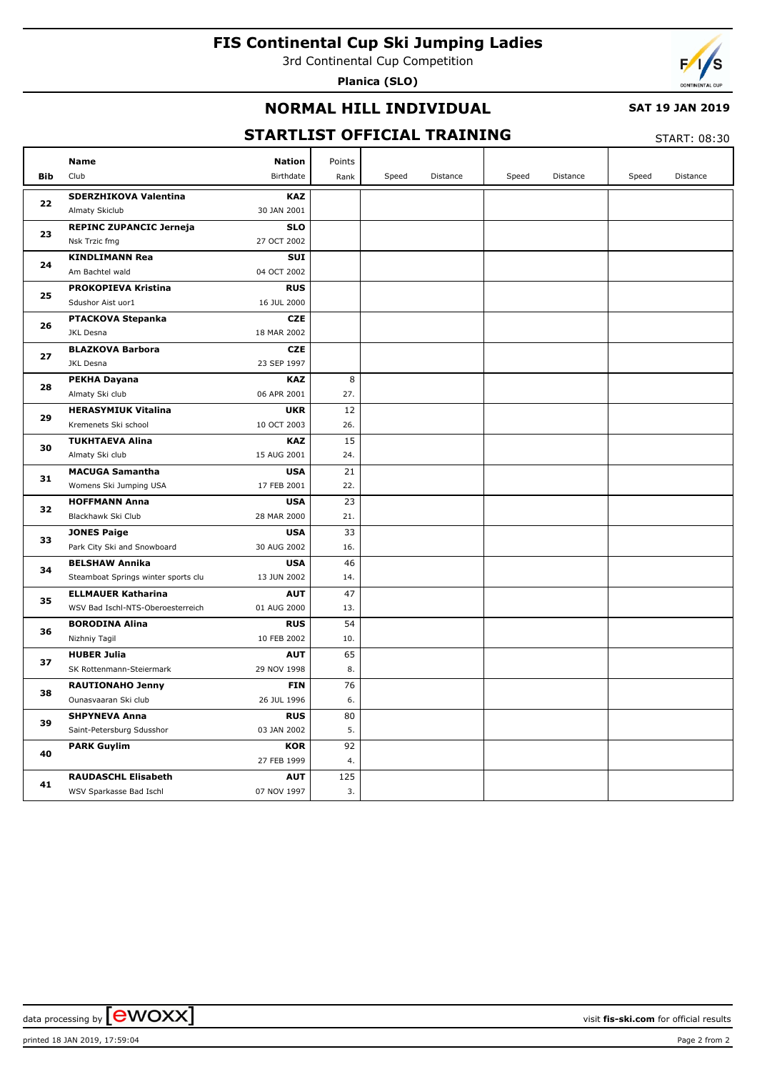# FIS Continental Cup Ski Jumping Ladies

3rd Continental Cup Competition

**Planica (SLO)**

## NORMAL HILL INDIVIDUAL

**SAT 19 JAN 2019**

## STARTLIST OFFICIAL TRAINING

START: 08:30

| Bib | Name / Club | Nation / Birthdate | Points / Rank | Speed | Distance | Speed | Distance | Speed | Distance |
|---|---|---|---|---|---|---|---|---|---|
| 22 | **SDERZHIKOVA Valentina** / Almaty Skiclub | **KAZ** / 30 JAN 2001 | | | | | | | |
| 23 | **REPINC ZUPANCIC Jerneja** / Nsk Trzic fmg | **SLO** / 27 OCT 2002 | | | | | | | |
| 24 | **KINDLIMANN Rea** / Am Bachtel wald | **SUI** / 04 OCT 2002 | | | | | | | |
| 25 | **PROKOPIEVA Kristina** / Sdushor Aist uor1 | **RUS** / 16 JUL 2000 | | | | | | | |
| 26 | **PTACKOVA Stepanka** / JKL Desna | **CZE** / 18 MAR 2002 | | | | | | | |
| 27 | **BLAZKOVA Barbora** / JKL Desna | **CZE** / 23 SEP 1997 | | | | | | | |
| 28 | **PEKHA Dayana** / Almaty Ski club | **KAZ** / 06 APR 2001 | 8 / 27. | | | | | | |
| 29 | **HERASYMIUK Vitalina** / Kremenets Ski school | **UKR** / 10 OCT 2003 | 12 / 26. | | | | | | |
| 30 | **TUKHTAEVA Alina** / Almaty Ski club | **KAZ** / 15 AUG 2001 | 15 / 24. | | | | | | |
| 31 | **MACUGA Samantha** / Womens Ski Jumping USA | **USA** / 17 FEB 2001 | 21 / 22. | | | | | | |
| 32 | **HOFFMANN Anna** / Blackhawk Ski Club | **USA** / 28 MAR 2000 | 23 / 21. | | | | | | |
| 33 | **JONES Paige** / Park City Ski and Snowboard | **USA** / 30 AUG 2002 | 33 / 16. | | | | | | |
| 34 | **BELSHAW Annika** / Steamboat Springs winter sports clu | **USA** / 13 JUN 2002 | 46 / 14. | | | | | | |
| 35 | **ELLMAUER Katharina** / WSV Bad Ischl-NTS-Oberoesterreich | **AUT** / 01 AUG 2000 | 47 / 13. | | | | | | |
| 36 | **BORODINA Alina** / Nizhniy Tagil | **RUS** / 10 FEB 2002 | 54 / 10. | | | | | | |
| 37 | **HUBER Julia** / SK Rottenmann-Steiermark | **AUT** / 29 NOV 1998 | 65 / 8. | | | | | | |
| 38 | **RAUTIONAHO Jenny** / Ounasvaaran Ski club | **FIN** / 26 JUL 1996 | 76 / 6. | | | | | | |
| 39 | **SHPYNEVA Anna** / Saint-Petersburg Sdusshor | **RUS** / 03 JAN 2002 | 80 / 5. | | | | | | |
| 40 | **PARK Guylim** | **KOR** / 27 FEB 1999 | 92 / 4. | | | | | | |
| 41 | **RAUDASCHL Elisabeth** / WSV Sparkasse Bad Ischl | **AUT** / 07 NOV 1997 | 125 / 3. | | | | | | |

data processing by ewoxx — visit **fis-ski.com** for official results

printed 18 JAN 2019, 17:59:04